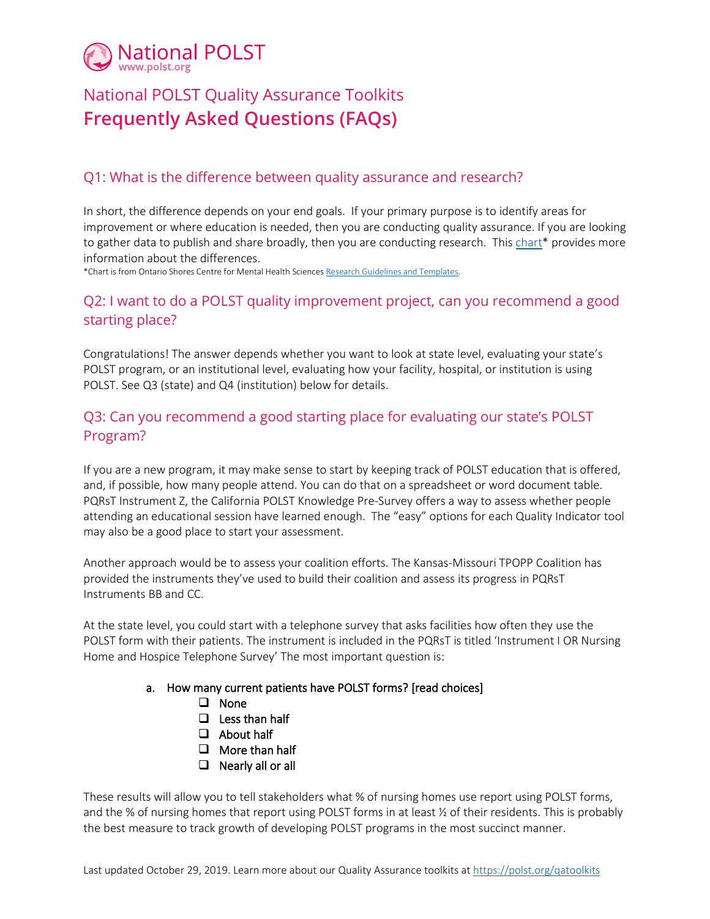National POLST
www.polst.org

# National POLST Quality Assurance Toolkits
# Frequently Asked Questions (FAQs)

## Q1: What is the difference between quality assurance and research?

In short, the difference depends on your end goals. If your primary purpose is to identify areas for improvement or where education is needed, then you are conducting quality assurance. If you are looking to gather data to publish and share broadly, then you are conducting research. This chart* provides more information about the differences.

*Chart is from Ontario Shores Centre for Mental Health Sciences Research Guidelines and Templates.

## Q2: I want to do a POLST quality improvement project, can you recommend a good starting place?

Congratulations! The answer depends whether you want to look at state level, evaluating your state's POLST program, or an institutional level, evaluating how your facility, hospital, or institution is using POLST. See Q3 (state) and Q4 (institution) below for details.

## Q3: Can you recommend a good starting place for evaluating our state's POLST Program?

If you are a new program, it may make sense to start by keeping track of POLST education that is offered, and, if possible, how many people attend. You can do that on a spreadsheet or word document table. PQRsT Instrument Z, the California POLST Knowledge Pre-Survey offers a way to assess whether people attending an educational session have learned enough. The "easy" options for each Quality Indicator tool may also be a good place to start your assessment.

Another approach would be to assess your coalition efforts. The Kansas-Missouri TPOPP Coalition has provided the instruments they've used to build their coalition and assess its progress in PQRsT Instruments BB and CC.

At the state level, you could start with a telephone survey that asks facilities how often they use the POLST form with their patients. The instrument is included in the PQRsT is titled 'Instrument I OR Nursing Home and Hospice Telephone Survey' The most important question is:

a. How many current patients have POLST forms? [read choices]
   - ❑ None
   - ❑ Less than half
   - ❑ About half
   - ❑ More than half
   - ❑ Nearly all or all

These results will allow you to tell stakeholders what % of nursing homes use report using POLST forms, and the % of nursing homes that report using POLST forms in at least ½ of their residents. This is probably the best measure to track growth of developing POLST programs in the most succinct manner.

Last updated October 29, 2019. Learn more about our Quality Assurance toolkits at https://polst.org/qatoolkits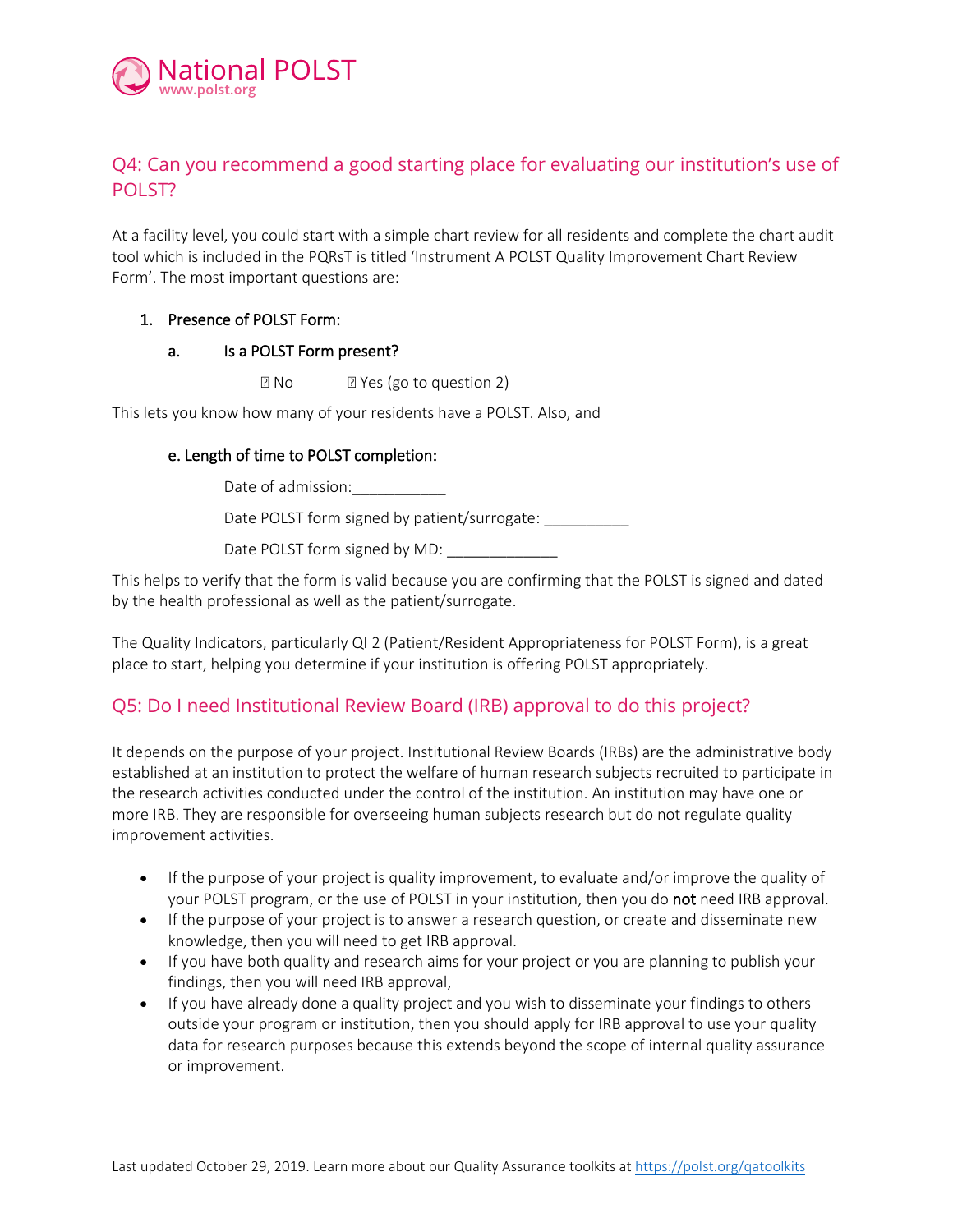## Q4: Can you recommend a good starting place for evaluating our institution's use of POLST?

At a facility level, you could start with a simple chart review for all residents and complete the chart audit tool which is included in the PQRsT is titled 'Instrument A POLST Quality Improvement Chart Review Form'. The most important questions are:

1. **Presence of POLST Form:**

   a. **Is a POLST Form present?**

      ☐ No ☐ Yes (go to question 2)

This lets you know how many of your residents have a POLST. Also, and

e. **Length of time to POLST completion:**

Date of admission:___________

Date POLST form signed by patient/surrogate: __________

Date POLST form signed by MD: _____________

This helps to verify that the form is valid because you are confirming that the POLST is signed and dated by the health professional as well as the patient/surrogate.

The Quality Indicators, particularly QI 2 (Patient/Resident Appropriateness for POLST Form), is a great place to start, helping you determine if your institution is offering POLST appropriately.

## Q5: Do I need Institutional Review Board (IRB) approval to do this project?

It depends on the purpose of your project. Institutional Review Boards (IRBs) are the administrative body established at an institution to protect the welfare of human research subjects recruited to participate in the research activities conducted under the control of the institution. An institution may have one or more IRB. They are responsible for overseeing human subjects research but do not regulate quality improvement activities.

- If the purpose of your project is quality improvement, to evaluate and/or improve the quality of your POLST program, or the use of POLST in your institution, then you do **not** need IRB approval.
- If the purpose of your project is to answer a research question, or create and disseminate new knowledge, then you will need to get IRB approval.
- If you have both quality and research aims for your project or you are planning to publish your findings, then you will need IRB approval,
- If you have already done a quality project and you wish to disseminate your findings to others outside your program or institution, then you should apply for IRB approval to use your quality data for research purposes because this extends beyond the scope of internal quality assurance or improvement.

Last updated October 29, 2019. Learn more about our Quality Assurance toolkits at https://polst.org/qatoolkits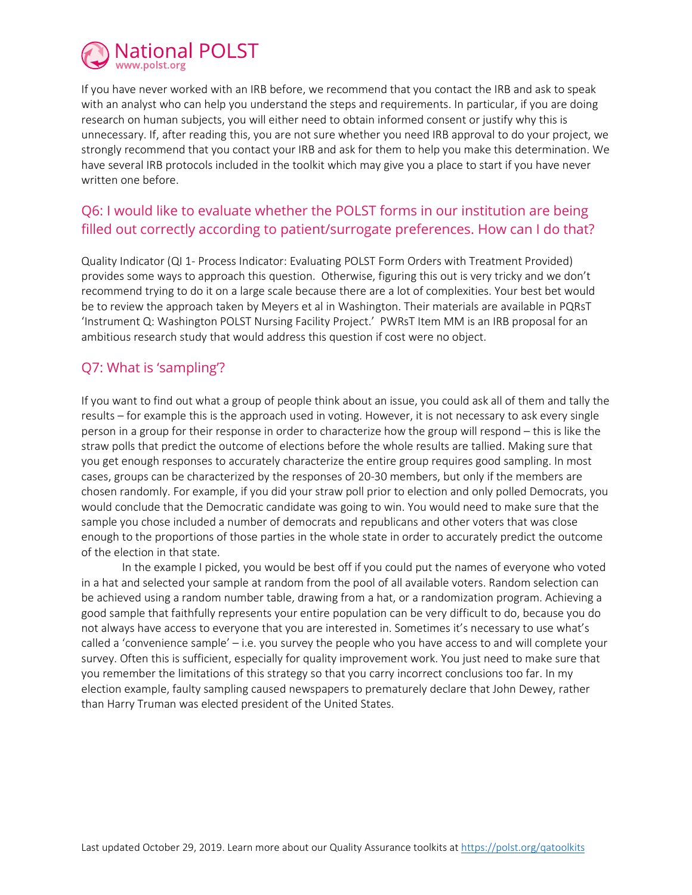If you have never worked with an IRB before, we recommend that you contact the IRB and ask to speak with an analyst who can help you understand the steps and requirements. In particular, if you are doing research on human subjects, you will either need to obtain informed consent or justify why this is unnecessary. If, after reading this, you are not sure whether you need IRB approval to do your project, we strongly recommend that you contact your IRB and ask for them to help you make this determination. We have several IRB protocols included in the toolkit which may give you a place to start if you have never written one before.

## Q6: I would like to evaluate whether the POLST forms in our institution are being filled out correctly according to patient/surrogate preferences. How can I do that?

Quality Indicator (QI 1- Process Indicator: Evaluating POLST Form Orders with Treatment Provided) provides some ways to approach this question. Otherwise, figuring this out is very tricky and we don't recommend trying to do it on a large scale because there are a lot of complexities. Your best bet would be to review the approach taken by Meyers et al in Washington. Their materials are available in PQRsT 'Instrument Q: Washington POLST Nursing Facility Project.' PWRsT Item MM is an IRB proposal for an ambitious research study that would address this question if cost were no object.

## Q7: What is 'sampling'?

If you want to find out what a group of people think about an issue, you could ask all of them and tally the results – for example this is the approach used in voting. However, it is not necessary to ask every single person in a group for their response in order to characterize how the group will respond – this is like the straw polls that predict the outcome of elections before the whole results are tallied. Making sure that you get enough responses to accurately characterize the entire group requires good sampling. In most cases, groups can be characterized by the responses of 20-30 members, but only if the members are chosen randomly. For example, if you did your straw poll prior to election and only polled Democrats, you would conclude that the Democratic candidate was going to win. You would need to make sure that the sample you chose included a number of democrats and republicans and other voters that was close enough to the proportions of those parties in the whole state in order to accurately predict the outcome of the election in that state.

In the example I picked, you would be best off if you could put the names of everyone who voted in a hat and selected your sample at random from the pool of all available voters. Random selection can be achieved using a random number table, drawing from a hat, or a randomization program. Achieving a good sample that faithfully represents your entire population can be very difficult to do, because you do not always have access to everyone that you are interested in. Sometimes it's necessary to use what's called a 'convenience sample' – i.e. you survey the people who you have access to and will complete your survey. Often this is sufficient, especially for quality improvement work. You just need to make sure that you remember the limitations of this strategy so that you carry incorrect conclusions too far. In my election example, faulty sampling caused newspapers to prematurely declare that John Dewey, rather than Harry Truman was elected president of the United States.